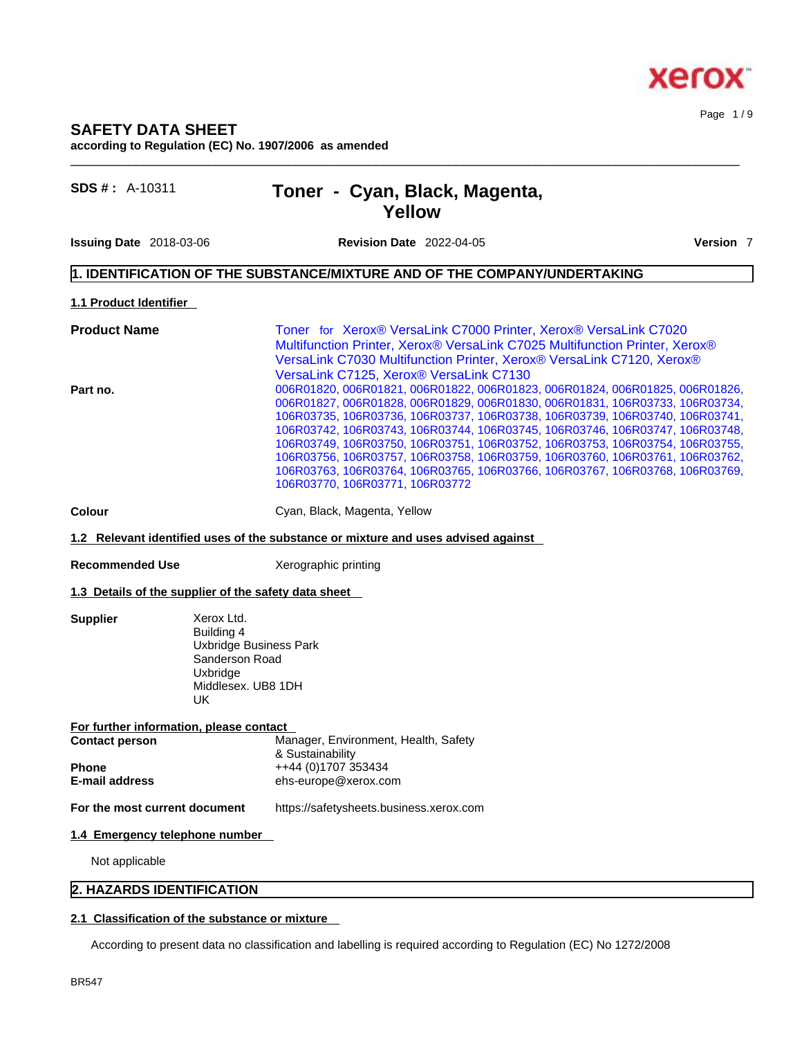# SAFETY DATA SHEET

**according to Regulation (EC) No. 1907/2006 as amended**

**SDS # :** A-10311

## Toner - Cyan, Black, Magenta, Yellow

**Issuing Date** 2018-03-06 **Revision Date** 2022-04-05 **Version** 7

## 1. IDENTIFICATION OF THE SUBSTANCE/MIXTURE AND OF THE COMPANY/UNDERTAKING

### 1.1 Product Identifier

**Product Name** Toner for Xerox® VersaLink C7000 Printer, Xerox® VersaLink C7020 Multifunction Printer, Xerox® VersaLink C7025 Multifunction Printer, Xerox® VersaLink C7030 Multifunction Printer, Xerox® VersaLink C7120, Xerox® VersaLink C7125, Xerox® VersaLink C7130

**Part no.** 006R01820, 006R01821, 006R01822, 006R01823, 006R01824, 006R01825, 006R01826, 006R01827, 006R01828, 006R01829, 006R01830, 006R01831, 106R03733, 106R03734, 106R03735, 106R03736, 106R03737, 106R03738, 106R03739, 106R03740, 106R03741, 106R03742, 106R03743, 106R03744, 106R03745, 106R03746, 106R03747, 106R03748, 106R03749, 106R03750, 106R03751, 106R03752, 106R03753, 106R03754, 106R03755, 106R03756, 106R03757, 106R03758, 106R03759, 106R03760, 106R03761, 106R03762, 106R03763, 106R03764, 106R03765, 106R03766, 106R03767, 106R03768, 106R03769, 106R03770, 106R03771, 106R03772

**Colour** Cyan, Black, Magenta, Yellow

### 1.2 Relevant identified uses of the substance or mixture and uses advised against

**Recommended Use** Xerographic printing

### 1.3 Details of the supplier of the safety data sheet

**Supplier**
Xerox Ltd.
Building 4
Uxbridge Business Park
Sanderson Road
Uxbridge
Middlesex. UB8 1DH
UK

**For further information, please contact**

**Contact person** Manager, Environment, Health, Safety & Sustainability
**Phone** ++44 (0)1707 353434
**E-mail address** ehs-europe@xerox.com

**For the most current document** https://safetysheets.business.xerox.com

### 1.4 Emergency telephone number

Not applicable

## 2. HAZARDS IDENTIFICATION

### 2.1 Classification of the substance or mixture

According to present data no classification and labelling is required according to Regulation (EC) No 1272/2008

BR547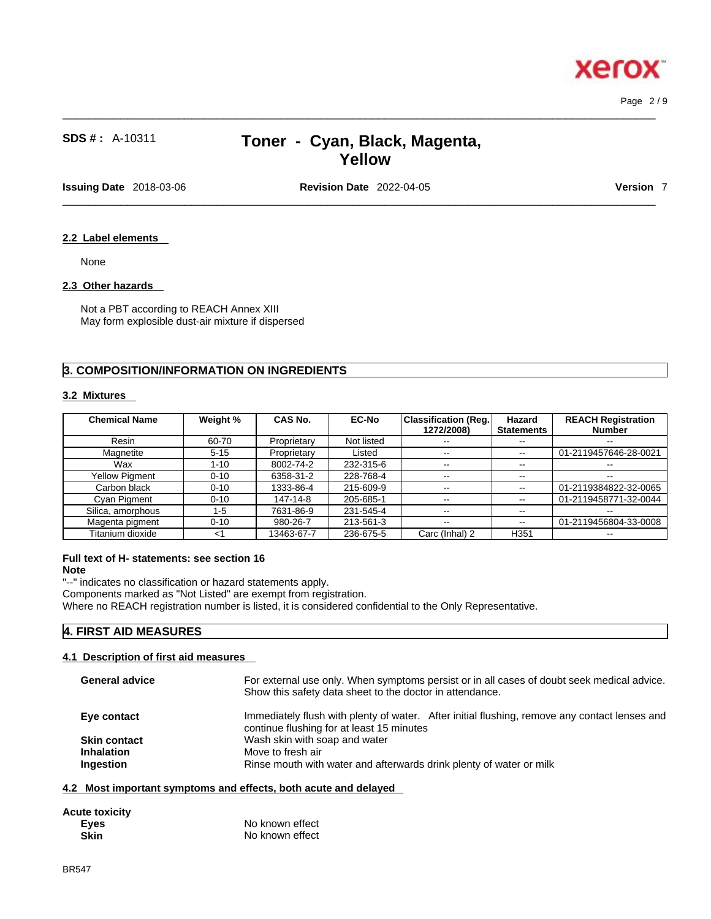## 2.2 Label elements

None

## 2.3 Other hazards

Not a PBT according to REACH Annex XIII
May form explosible dust-air mixture if dispersed

# 3. COMPOSITION/INFORMATION ON INGREDIENTS

## 3.2 Mixtures

| Chemical Name | Weight % | CAS No. | EC-No | Classification (Reg. 1272/2008) | Hazard Statements | REACH Registration Number |
|---|---|---|---|---|---|---|
| Resin | 60-70 | Proprietary | Not listed | -- | -- | -- |
| Magnetite | 5-15 | Proprietary | Listed | -- | -- | 01-2119457646-28-0021 |
| Wax | 1-10 | 8002-74-2 | 232-315-6 | -- | -- | -- |
| Yellow Pigment | 0-10 | 6358-31-2 | 228-768-4 | -- | -- | -- |
| Carbon black | 0-10 | 1333-86-4 | 215-609-9 | -- | -- | 01-2119384822-32-0065 |
| Cyan Pigment | 0-10 | 147-14-8 | 205-685-1 | -- | -- | 01-2119458771-32-0044 |
| Silica, amorphous | 1-5 | 7631-86-9 | 231-545-4 | -- | -- | -- |
| Magenta pigment | 0-10 | 980-26-7 | 213-561-3 | -- | -- | 01-2119456804-33-0008 |
| Titanium dioxide | <1 | 13463-67-7 | 236-675-5 | Carc (Inhal) 2 | H351 | -- |

**Full text of H- statements: see section 16**
**Note**
"--" indicates no classification or hazard statements apply.
Components marked as "Not Listed" are exempt from registration.
Where no REACH registration number is listed, it is considered confidential to the Only Representative.

# 4. FIRST AID MEASURES

## 4.1 Description of first aid measures

**General advice** For external use only. When symptoms persist or in all cases of doubt seek medical advice. Show this safety data sheet to the doctor in attendance.

**Eye contact** Immediately flush with plenty of water. After initial flushing, remove any contact lenses and continue flushing for at least 15 minutes

**Skin contact** Wash skin with soap and water

**Inhalation** Move to fresh air

**Ingestion** Rinse mouth with water and afterwards drink plenty of water or milk

## 4.2 Most important symptoms and effects, both acute and delayed

**Acute toxicity**

**Eyes** No known effect

**Skin** No known effect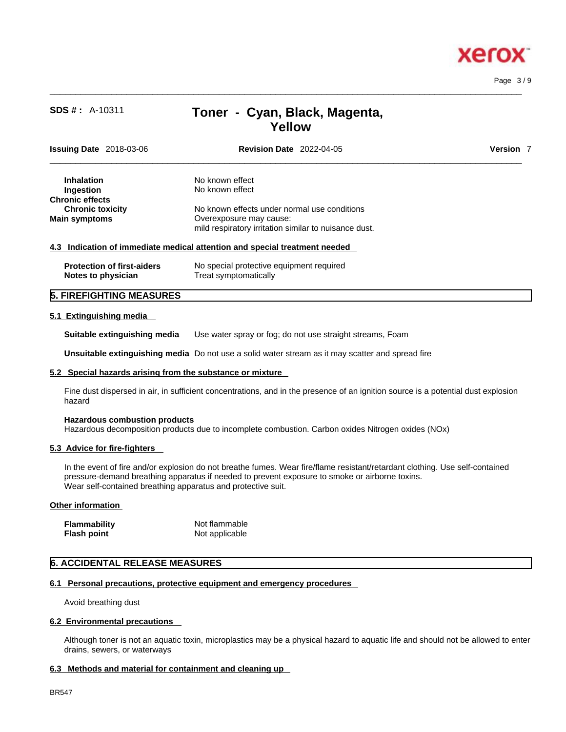| | |
|---|---|
| **Inhalation** | No known effect |
| **Ingestion** | No known effect |

**Chronic effects**

| | |
|---|---|
| **Chronic toxicity** | No known effects under normal use conditions |
| **Main symptoms** | Overexposure may cause: mild respiratory irritation similar to nuisance dust. |

### 4.3 Indication of immediate medical attention and special treatment needed

| | |
|---|---|
| **Protection of first-aiders** | No special protective equipment required |
| **Notes to physician** | Treat symptomatically |

## 5. FIREFIGHTING MEASURES

### 5.1 Extinguishing media

**Suitable extinguishing media** Use water spray or fog; do not use straight streams, Foam

**Unsuitable extinguishing media** Do not use a solid water stream as it may scatter and spread fire

### 5.2 Special hazards arising from the substance or mixture

Fine dust dispersed in air, in sufficient concentrations, and in the presence of an ignition source is a potential dust explosion hazard

**Hazardous combustion products**
Hazardous decomposition products due to incomplete combustion. Carbon oxides Nitrogen oxides (NOx)

### 5.3 Advice for fire-fighters

In the event of fire and/or explosion do not breathe fumes. Wear fire/flame resistant/retardant clothing. Use self-contained pressure-demand breathing apparatus if needed to prevent exposure to smoke or airborne toxins.
Wear self-contained breathing apparatus and protective suit.

### Other information

| | |
|---|---|
| **Flammability** | Not flammable |
| **Flash point** | Not applicable |

## 6. ACCIDENTAL RELEASE MEASURES

### 6.1 Personal precautions, protective equipment and emergency procedures

Avoid breathing dust

### 6.2 Environmental precautions

Although toner is not an aquatic toxin, microplastics may be a physical hazard to aquatic life and should not be allowed to enter drains, sewers, or waterways

### 6.3 Methods and material for containment and cleaning up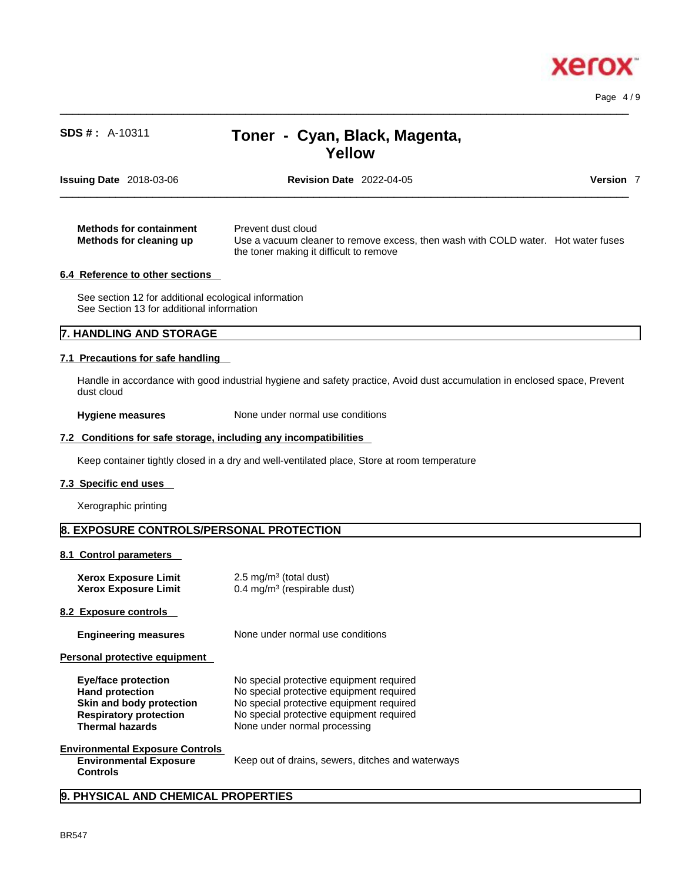| | |
|---|---|
| **Methods for containment** | Prevent dust cloud |
| **Methods for cleaning up** | Use a vacuum cleaner to remove excess, then wash with COLD water. Hot water fuses the toner making it difficult to remove |

### 6.4 Reference to other sections

See section 12 for additional ecological information
See Section 13 for additional information

## 7. HANDLING AND STORAGE

### 7.1 Precautions for safe handling

Handle in accordance with good industrial hygiene and safety practice, Avoid dust accumulation in enclosed space, Prevent dust cloud

| | |
|---|---|
| **Hygiene measures** | None under normal use conditions |

### 7.2 Conditions for safe storage, including any incompatibilities

Keep container tightly closed in a dry and well-ventilated place, Store at room temperature

### 7.3 Specific end uses

Xerographic printing

## 8. EXPOSURE CONTROLS/PERSONAL PROTECTION

### 8.1 Control parameters

| | |
|---|---|
| **Xerox Exposure Limit** | 2.5 $mg/m^3$ (total dust) |
| **Xerox Exposure Limit** | 0.4 $mg/m^3$ (respirable dust) |

### 8.2 Exposure controls

| | |
|---|---|
| **Engineering measures** | None under normal use conditions |

### Personal protective equipment

| | |
|---|---|
| **Eye/face protection** | No special protective equipment required |
| **Hand protection** | No special protective equipment required |
| **Skin and body protection** | No special protective equipment required |
| **Respiratory protection** | No special protective equipment required |
| **Thermal hazards** | None under normal processing |

### Environmental Exposure Controls

| | |
|---|---|
| **Environmental Exposure Controls** | Keep out of drains, sewers, ditches and waterways |

## 9. PHYSICAL AND CHEMICAL PROPERTIES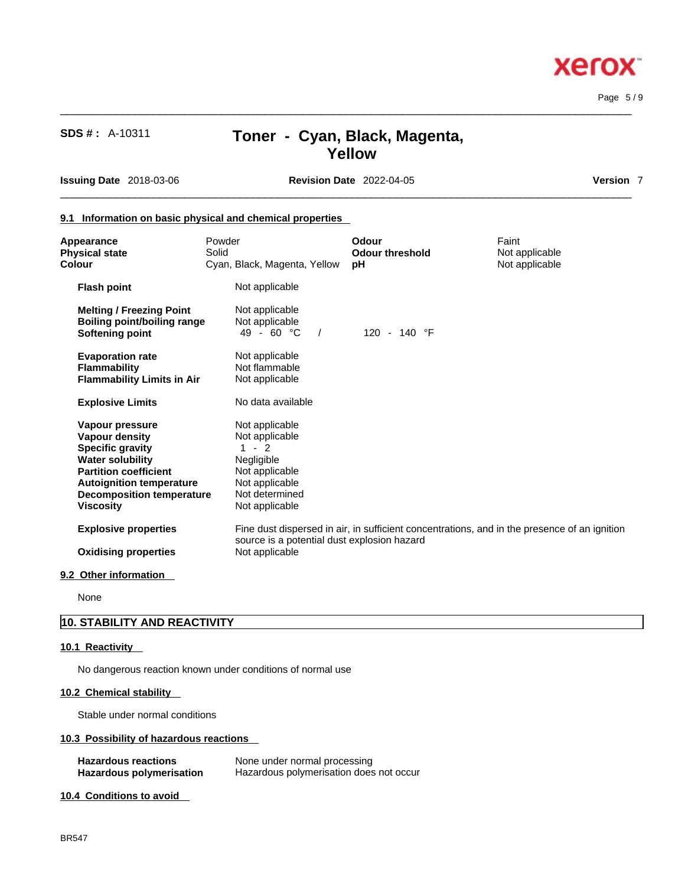### 9.1 Information on basic physical and chemical properties

| | | | |
|---|---|---|---|
| **Appearance** | Powder | **Odour** | Faint |
| **Physical state** | Solid | **Odour threshold** | Not applicable |
| **Colour** | Cyan, Black, Magenta, Yellow | **pH** | Not applicable |

| | |
|---|---|
| **Flash point** | Not applicable |
| **Melting / Freezing Point** | Not applicable |
| **Boiling point/boiling range** | Not applicable |
| **Softening point** | 49 - 60 °C / 120 - 140 °F |
| **Evaporation rate** | Not applicable |
| **Flammability** | Not flammable |
| **Flammability Limits in Air** | Not applicable |
| **Explosive Limits** | No data available |
| **Vapour pressure** | Not applicable |
| **Vapour density** | Not applicable |
| **Specific gravity** | 1 - 2 |
| **Water solubility** | Negligible |
| **Partition coefficient** | Not applicable |
| **Autoignition temperature** | Not applicable |
| **Decomposition temperature** | Not determined |
| **Viscosity** | Not applicable |
| **Explosive properties** | Fine dust dispersed in air, in sufficient concentrations, and in the presence of an ignition source is a potential dust explosion hazard |
| **Oxidising properties** | Not applicable |

### 9.2 Other information

None

## 10. STABILITY AND REACTIVITY

### 10.1 Reactivity

No dangerous reaction known under conditions of normal use

### 10.2 Chemical stability

Stable under normal conditions

### 10.3 Possibility of hazardous reactions

| | |
|---|---|
| **Hazardous reactions** | None under normal processing |
| **Hazardous polymerisation** | Hazardous polymerisation does not occur |

### 10.4 Conditions to avoid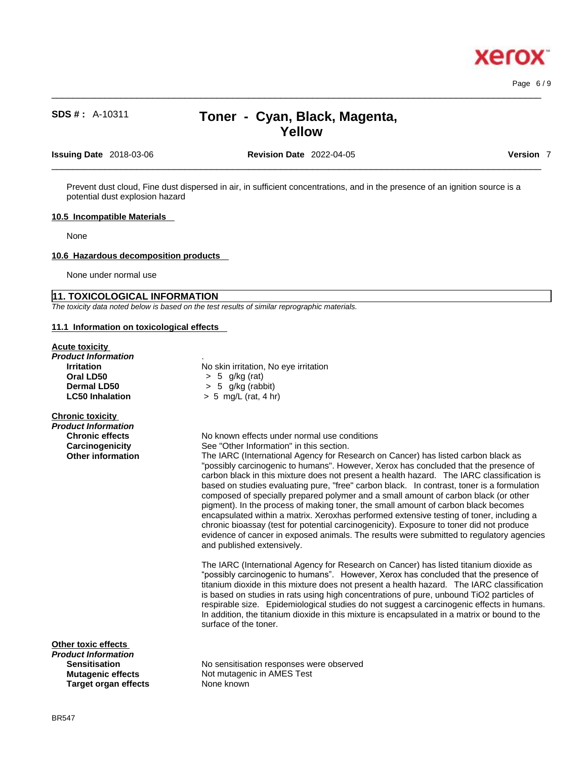Prevent dust cloud, Fine dust dispersed in air, in sufficient concentrations, and in the presence of an ignition source is a potential dust explosion hazard

### 10.5 Incompatible Materials

None

### 10.6 Hazardous decomposition products

None under normal use

## 11. TOXICOLOGICAL INFORMATION

*The toxicity data noted below is based on the test results of similar reprographic materials.*

### 11.1 Information on toxicological effects

**Acute toxicity**

***Product Information***

| | |
|---|---|
| **Irritation** | No skin irritation, No eye irritation |
| **Oral LD50** | > 5 g/kg (rat) |
| **Dermal LD50** | > 5 g/kg (rabbit) |
| **LC50 Inhalation** | > 5 mg/L (rat, 4 hr) |

**Chronic toxicity**

***Product Information***

**Chronic effects**: No known effects under normal use conditions

**Carcinogenicity**: See "Other Information" in this section.

**Other information**: The IARC (International Agency for Research on Cancer) has listed carbon black as "possibly carcinogenic to humans". However, Xerox has concluded that the presence of carbon black in this mixture does not present a health hazard. The IARC classification is based on studies evaluating pure, "free" carbon black. In contrast, toner is a formulation composed of specially prepared polymer and a small amount of carbon black (or other pigment). In the process of making toner, the small amount of carbon black becomes encapsulated within a matrix. Xeroxhas performed extensive testing of toner, including a chronic bioassay (test for potential carcinogenicity). Exposure to toner did not produce evidence of cancer in exposed animals. The results were submitted to regulatory agencies and published extensively.

The IARC (International Agency for Research on Cancer) has listed titanium dioxide as "possibly carcinogenic to humans". However, Xerox has concluded that the presence of titanium dioxide in this mixture does not present a health hazard. The IARC classification is based on studies in rats using high concentrations of pure, unbound $TiO_2$ particles of respirable size. Epidemiological studies do not suggest a carcinogenic effects in humans. In addition, the titanium dioxide in this mixture is encapsulated in a matrix or bound to the surface of the toner.

**Other toxic effects**

***Product Information***

| | |
|---|---|
| **Sensitisation** | No sensitisation responses were observed |
| **Mutagenic effects** | Not mutagenic in AMES Test |
| **Target organ effects** | None known |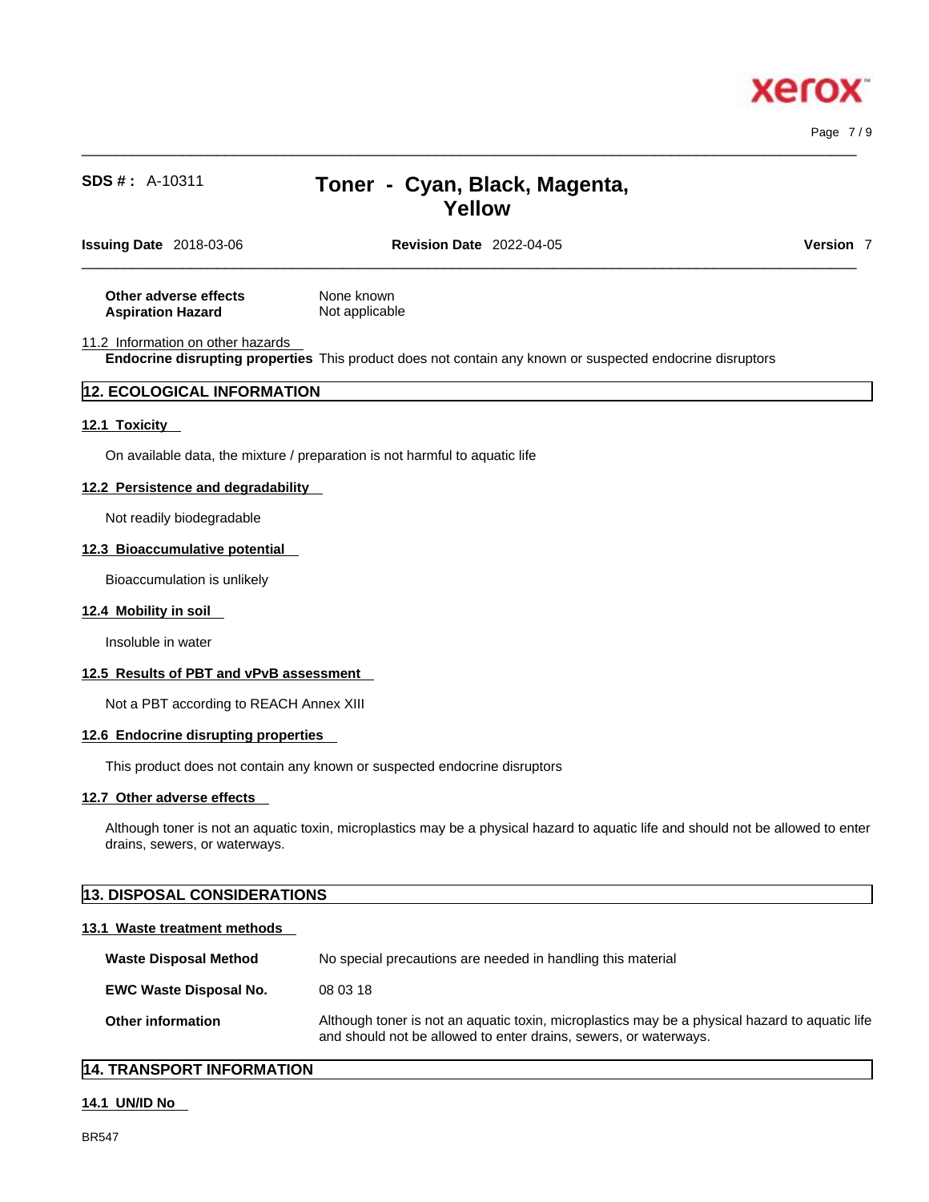| | |
|---|---|
| **Other adverse effects** | None known |
| **Aspiration Hazard** | Not applicable |

11.2 Information on other hazards

**Endocrine disrupting properties** This product does not contain any known or suspected endocrine disruptors

## 12. ECOLOGICAL INFORMATION

### 12.1 Toxicity

On available data, the mixture / preparation is not harmful to aquatic life

### 12.2 Persistence and degradability

Not readily biodegradable

### 12.3 Bioaccumulative potential

Bioaccumulation is unlikely

### 12.4 Mobility in soil

Insoluble in water

### 12.5 Results of PBT and vPvB assessment

Not a PBT according to REACH Annex XIII

### 12.6 Endocrine disrupting properties

This product does not contain any known or suspected endocrine disruptors

### 12.7 Other adverse effects

Although toner is not an aquatic toxin, microplastics may be a physical hazard to aquatic life and should not be allowed to enter drains, sewers, or waterways.

## 13. DISPOSAL CONSIDERATIONS

### 13.1 Waste treatment methods

| | |
|---|---|
| **Waste Disposal Method** | No special precautions are needed in handling this material |
| **EWC Waste Disposal No.** | 08 03 18 |
| **Other information** | Although toner is not an aquatic toxin, microplastics may be a physical hazard to aquatic life and should not be allowed to enter drains, sewers, or waterways. |

## 14. TRANSPORT INFORMATION

### 14.1 UN/ID No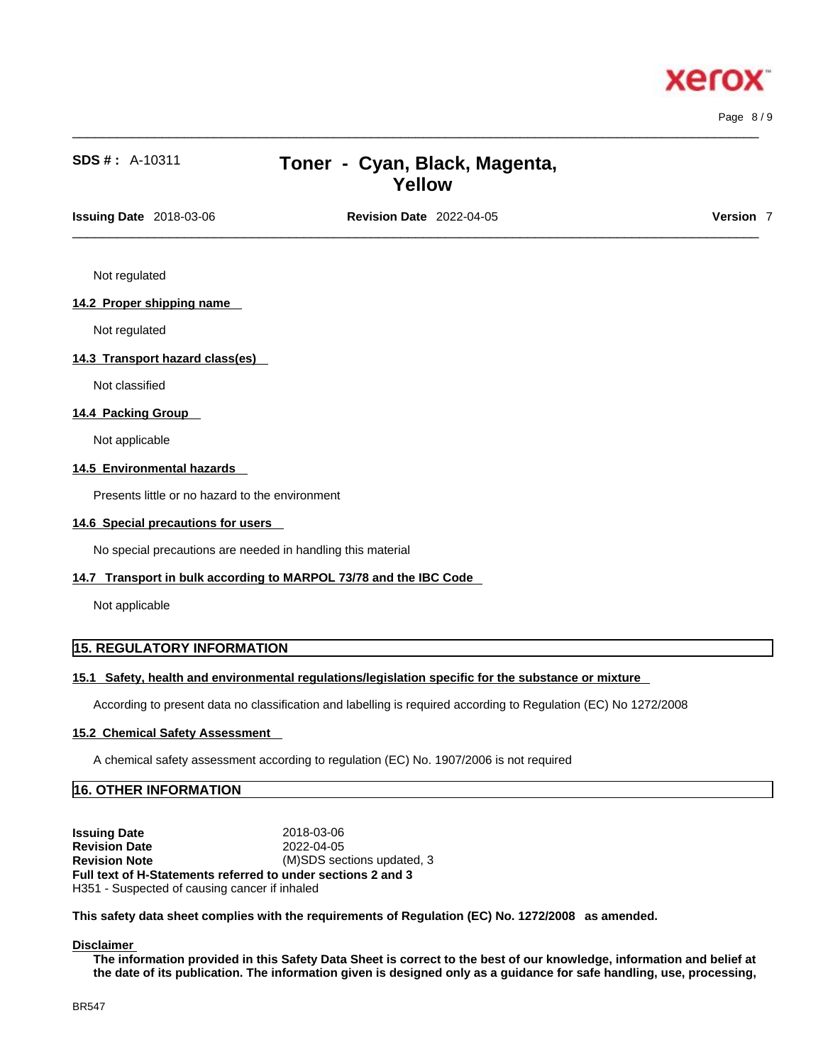Not regulated

### 14.2 Proper shipping name

Not regulated

### 14.3 Transport hazard class(es)

Not classified

### 14.4 Packing Group

Not applicable

### 14.5 Environmental hazards

Presents little or no hazard to the environment

### 14.6 Special precautions for users

No special precautions are needed in handling this material

### 14.7 Transport in bulk according to MARPOL 73/78 and the IBC Code

Not applicable

## 15. REGULATORY INFORMATION

### 15.1 Safety, health and environmental regulations/legislation specific for the substance or mixture

According to present data no classification and labelling is required according to Regulation (EC) No 1272/2008

### 15.2 Chemical Safety Assessment

A chemical safety assessment according to regulation (EC) No. 1907/2006 is not required

## 16. OTHER INFORMATION

**Issuing Date** 2018-03-06
**Revision Date** 2022-04-05
**Revision Note** (M)SDS sections updated, 3
**Full text of H-Statements referred to under sections 2 and 3**
H351 - Suspected of causing cancer if inhaled

**This safety data sheet complies with the requirements of Regulation (EC) No. 1272/2008 as amended.**

**Disclaimer**

**The information provided in this Safety Data Sheet is correct to the best of our knowledge, information and belief at the date of its publication. The information given is designed only as a guidance for safe handling, use, processing,**

BR547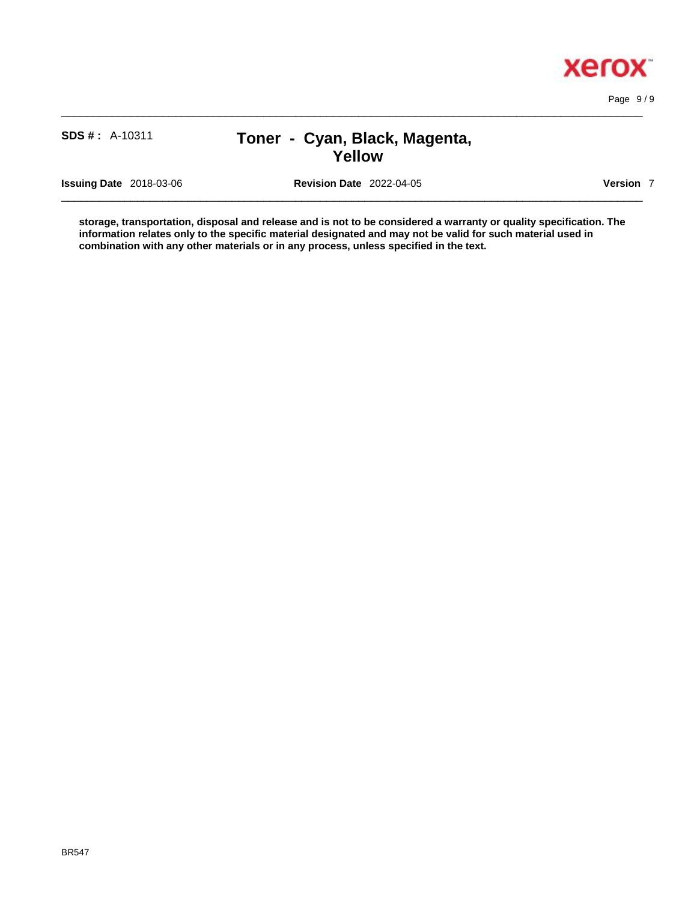**storage, transportation, disposal and release and is not to be considered a warranty or quality specification. The information relates only to the specific material designated and may not be valid for such material used in combination with any other materials or in any process, unless specified in the text.**